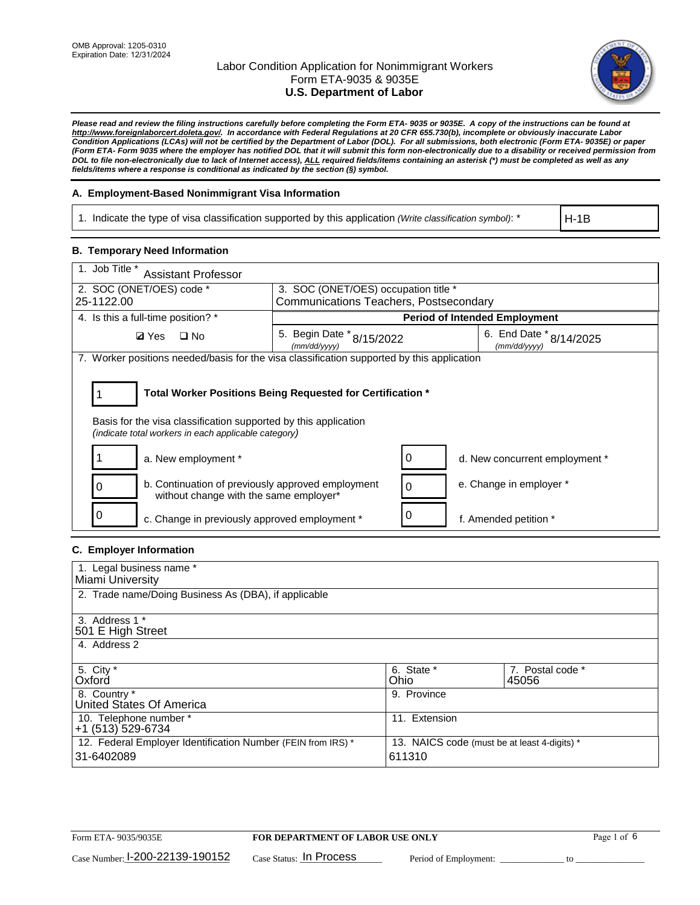OMB Approval: 1205-0310
Expiration Date: 12/31/2024

# Labor Condition Application for Nonimmigrant Workers
## Form ETA-9035 & 9035E
## U.S. Department of Labor

***Please read and review the filing instructions carefully before completing the Form ETA- 9035 or 9035E. A copy of the instructions can be found at http://www.foreignlaborcert.doleta.gov/. In accordance with Federal Regulations at 20 CFR 655.730(b), incomplete or obviously inaccurate Labor Condition Applications (LCAs) will not be certified by the Department of Labor (DOL). For all submissions, both electronic (Form ETA- 9035E) or paper (Form ETA- Form 9035 where the employer has notified DOL that it will submit this form non-electronically due to a disability or received permission from DOL to file non-electronically due to lack of Internet access), ALL required fields/items containing an asterisk (*) must be completed as well as any fields/items where a response is conditional as indicated by the section (§) symbol.***

### A. Employment-Based Nonimmigrant Visa Information

| | |
|---|---|
| 1. Indicate the type of visa classification supported by this application *(Write classification symbol)*: * | H-1B |

### B. Temporary Need Information

| | | |
|---|---|---|
| 1. Job Title * Assistant Professor | | |
| 2. SOC (ONET/OES) code * 25-1122.00 | 3. SOC (ONET/OES) occupation title * Communications Teachers, Postsecondary | |
| 4. Is this a full-time position? * | **Period of Intended Employment** | |
| ☑ Yes ☐ No | 5. Begin Date * *(mm/dd/yyyy)* 8/15/2022 | 6. End Date * *(mm/dd/yyyy)* 8/14/2025 |

7. Worker positions needed/basis for the visa classification supported by this application

**1 — Total Worker Positions Being Requested for Certification ***

Basis for the visa classification supported by this application
*(indicate total workers in each applicable category)*

| | | | |
|---|---|---|---|
| 1 | a. New employment * | 0 | d. New concurrent employment * |
| 0 | b. Continuation of previously approved employment without change with the same employer* | 0 | e. Change in employer * |
| 0 | c. Change in previously approved employment * | 0 | f. Amended petition * |

### C. Employer Information

| | | |
|---|---|---|
| 1. Legal business name * Miami University | | |
| 2. Trade name/Doing Business As (DBA), if applicable | | |
| 3. Address 1 * 501 E High Street | | |
| 4. Address 2 | | |
| 5. City * Oxford | 6. State * Ohio | 7. Postal code * 45056 |
| 8. Country * United States Of America | 9. Province | |
| 10. Telephone number * +1 (513) 529-6734 | 11. Extension | |
| 12. Federal Employer Identification Number (FEIN from IRS) * 31-6402089 | 13. NAICS code (must be at least 4-digits) * 611310 | |

Form ETA- 9035/9035E — FOR DEPARTMENT OF LABOR USE ONLY

Case Number: I-200-22139-190152 Case Status: In Process Period of Employment: _____________ to _____________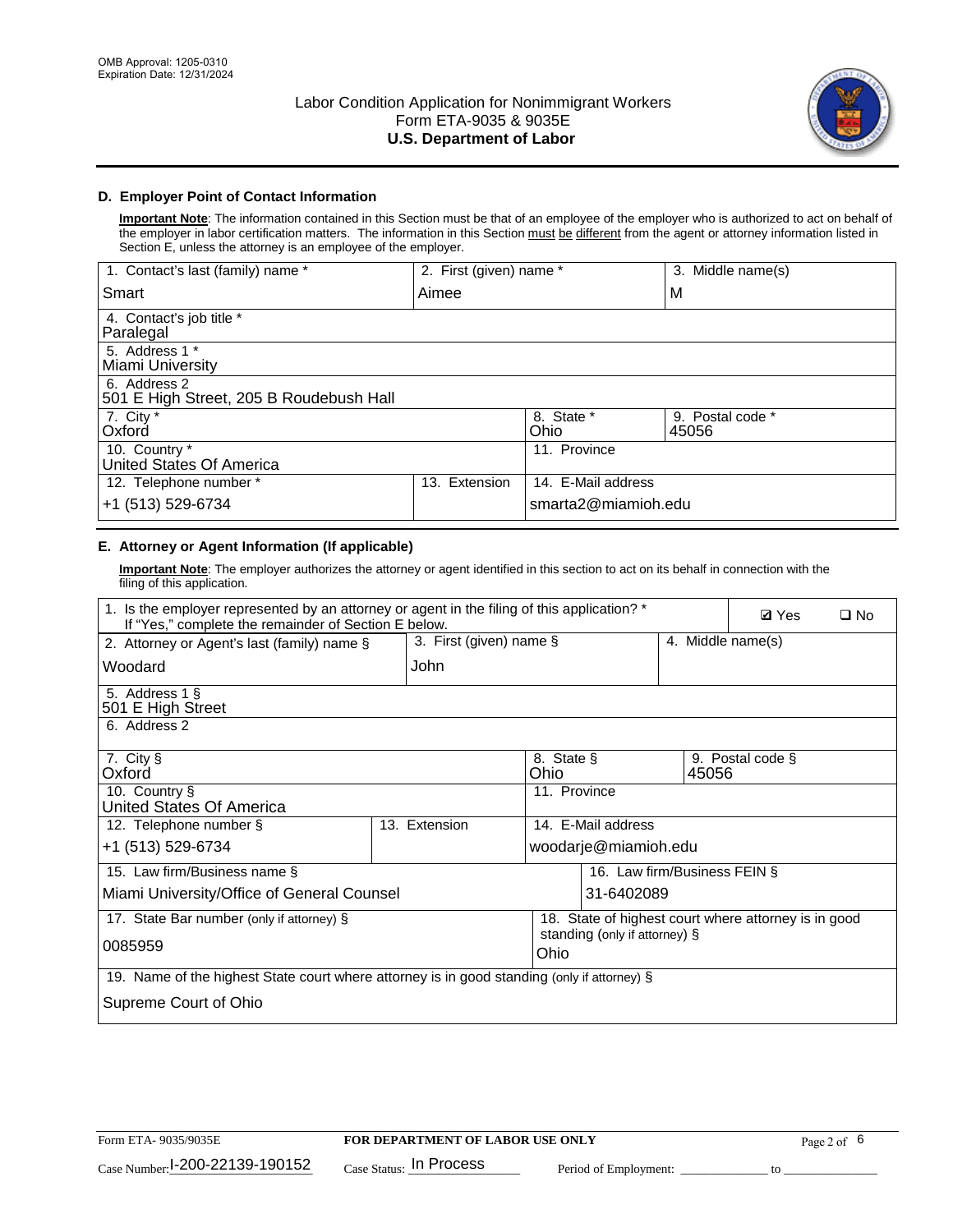OMB Approval: 1205-0310
Expiration Date: 12/31/2024

Labor Condition Application for Nonimmigrant Workers
Form ETA-9035 & 9035E
**U.S. Department of Labor**

### D. Employer Point of Contact Information

**Important Note**: The information contained in this Section must be that of an employee of the employer who is authorized to act on behalf of the employer in labor certification matters. The information in this Section must be different from the agent or attorney information listed in Section E, unless the attorney is an employee of the employer.

| | | |
|---|---|---|
| 1. Contact's last (family) name * <br> Smart | 2. First (given) name * <br> Aimee | 3. Middle name(s) <br> M |
| 4. Contact's job title * <br> Paralegal | | |
| 5. Address 1 * <br> Miami University | | |
| 6. Address 2 <br> 501 E High Street, 205 B Roudebush Hall | | |
| 7. City * <br> Oxford | 8. State * <br> Ohio | 9. Postal code * <br> 45056 |
| 10. Country * <br> United States Of America | 11. Province | |
| 12. Telephone number * <br> +1 (513) 529-6734 | 13. Extension | 14. E-Mail address <br> smarta2@miamioh.edu |

### E. Attorney or Agent Information (If applicable)

**Important Note**: The employer authorizes the attorney or agent identified in this section to act on its behalf in connection with the filing of this application.

| | | |
|---|---|---|
| 1. Is the employer represented by an attorney or agent in the filing of this application? * If "Yes," complete the remainder of Section E below. | ☑ Yes | ☐ No |
| 2. Attorney or Agent's last (family) name § <br> Woodard | 3. First (given) name § <br> John | 4. Middle name(s) |
| 5. Address 1 § <br> 501 E High Street | | |
| 6. Address 2 | | |
| 7. City § <br> Oxford | 8. State § <br> Ohio | 9. Postal code § <br> 45056 |
| 10. Country § <br> United States Of America | 11. Province | |
| 12. Telephone number § <br> +1 (513) 529-6734 | 13. Extension | 14. E-Mail address <br> woodarje@miamioh.edu |
| 15. Law firm/Business name § <br> Miami University/Office of General Counsel | 16. Law firm/Business FEIN § <br> 31-6402089 | |
| 17. State Bar number (only if attorney) § <br> 0085959 | 18. State of highest court where attorney is in good standing (only if attorney) § <br> Ohio | |
| 19. Name of the highest State court where attorney is in good standing (only if attorney) § <br> Supreme Court of Ohio | | |

Form ETA- 9035/9035E — **FOR DEPARTMENT OF LABOR USE ONLY**

Case Number: I-200-22139-190152 Case Status: In Process Period of Employment: ______________ to ______________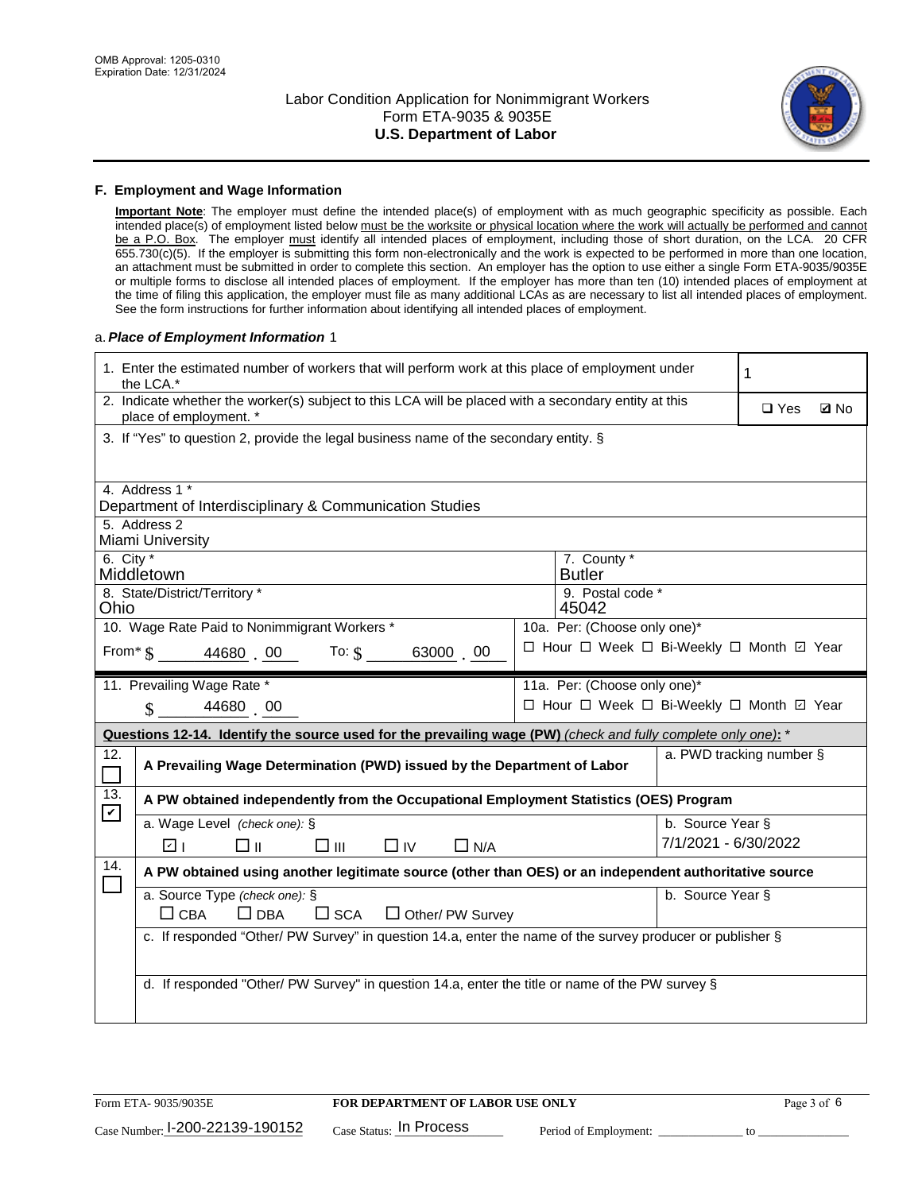## F. Employment and Wage Information

**Important Note**: The employer must define the intended place(s) of employment with as much geographic specificity as possible. Each intended place(s) of employment listed below must be the worksite or physical location where the work will actually be performed and cannot be a P.O. Box. The employer must identify all intended places of employment, including those of short duration, on the LCA. 20 CFR 655.730(c)(5). If the employer is submitting this form non-electronically and the work is expected to be performed in more than one location, an attachment must be submitted in order to complete this section. An employer has the option to use either a single Form ETA-9035/9035E or multiple forms to disclose all intended places of employment. If the employer has more than ten (10) intended places of employment at the time of filing this application, the employer must file as many additional LCAs as are necessary to list all intended places of employment. See the form instructions for further information about identifying all intended places of employment.

a. *Place of Employment Information* 1

| | |
|---|---|
| 1. Enter the estimated number of workers that will perform work at this place of employment under the LCA.* | 1 |
| 2. Indicate whether the worker(s) subject to this LCA will be placed with a secondary entity at this place of employment. * | ☐ Yes ☑ No |
| 3. If "Yes" to question 2, provide the legal business name of the secondary entity. § | |
| 4. Address 1 * Department of Interdisciplinary & Communication Studies | |
| 5. Address 2 Miami University | |
| 6. City * Middletown | 7. County * Butler |
| 8. State/District/Territory * Ohio | 9. Postal code * 45042 |
| 10. Wage Rate Paid to Nonimmigrant Workers * From* $ 44680 . 00 To: $ 63000 . 00 | 10a. Per: (Choose only one)* ☐ Hour ☐ Week ☐ Bi-Weekly ☐ Month ☑ Year |
| 11. Prevailing Wage Rate * $ 44680 . 00 | 11a. Per: (Choose only one)* ☐ Hour ☐ Week ☐ Bi-Weekly ☐ Month ☑ Year |

**Questions 12-14. Identify the source used for the prevailing wage (PW)** *(check and fully complete only one)*: *

| | | |
|---|---|---|
| 12. ☐ | **A Prevailing Wage Determination (PWD) issued by the Department of Labor** | a. PWD tracking number § |
| 13. ☑ | **A PW obtained independently from the Occupational Employment Statistics (OES) Program** | |
| | a. Wage Level *(check one):* § ☑ I ☐ II ☐ III ☐ IV ☐ N/A | b. Source Year § 7/1/2021 - 6/30/2022 |
| 14. ☐ | **A PW obtained using another legitimate source (other than OES) or an independent authoritative source** | |
| | a. Source Type *(check one):* § ☐ CBA ☐ DBA ☐ SCA ☐ Other/ PW Survey | b. Source Year § |
| | c. If responded "Other/ PW Survey" in question 14.a, enter the name of the survey producer or publisher § | |
| | d. If responded "Other/ PW Survey" in question 14.a, enter the title or name of the PW survey § | |

Form ETA- 9035/9035E **FOR DEPARTMENT OF LABOR USE ONLY**

Case Number: I-200-22139-190152 Case Status: In Process Period of Employment: _____________ to _____________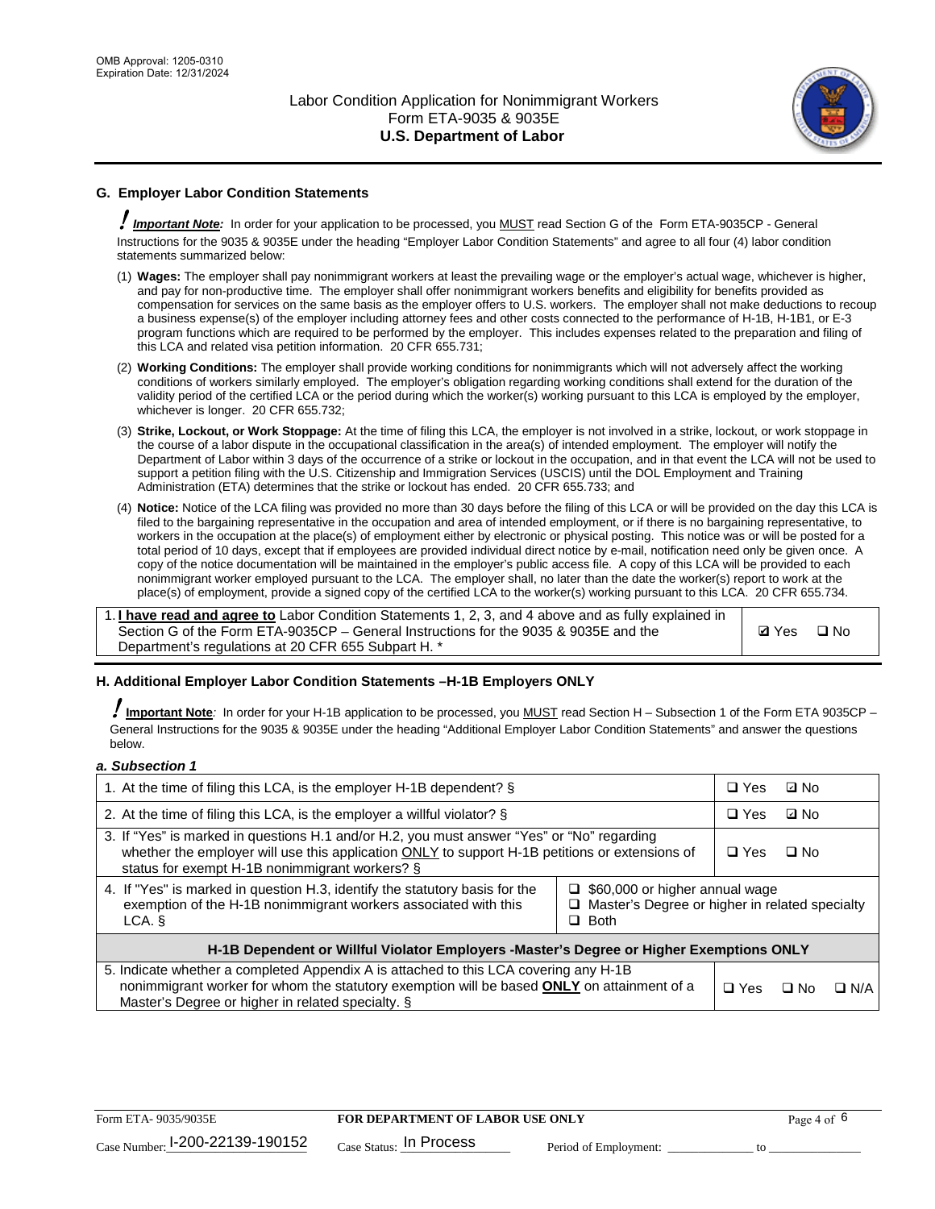## G. Employer Labor Condition Statements

! ***Important Note:*** In order for your application to be processed, you MUST read Section G of the Form ETA-9035CP - General Instructions for the 9035 & 9035E under the heading "Employer Labor Condition Statements" and agree to all four (4) labor condition statements summarized below:

(1) **Wages:** The employer shall pay nonimmigrant workers at least the prevailing wage or the employer's actual wage, whichever is higher, and pay for non-productive time. The employer shall offer nonimmigrant workers benefits and eligibility for benefits provided as compensation for services on the same basis as the employer offers to U.S. workers. The employer shall not make deductions to recoup a business expense(s) of the employer including attorney fees and other costs connected to the performance of H-1B, H-1B1, or E-3 program functions which are required to be performed by the employer. This includes expenses related to the preparation and filing of this LCA and related visa petition information. 20 CFR 655.731;

(2) **Working Conditions:** The employer shall provide working conditions for nonimmigrants which will not adversely affect the working conditions of workers similarly employed. The employer's obligation regarding working conditions shall extend for the duration of the validity period of the certified LCA or the period during which the worker(s) working pursuant to this LCA is employed by the employer, whichever is longer. 20 CFR 655.732;

(3) **Strike, Lockout, or Work Stoppage:** At the time of filing this LCA, the employer is not involved in a strike, lockout, or work stoppage in the course of a labor dispute in the occupational classification in the area(s) of intended employment. The employer will notify the Department of Labor within 3 days of the occurrence of a strike or lockout in the occupation, and in that event the LCA will not be used to support a petition filing with the U.S. Citizenship and Immigration Services (USCIS) until the DOL Employment and Training Administration (ETA) determines that the strike or lockout has ended. 20 CFR 655.733; and

(4) **Notice:** Notice of the LCA filing was provided no more than 30 days before the filing of this LCA or will be provided on the day this LCA is filed to the bargaining representative in the occupation and area of intended employment, or if there is no bargaining representative, to workers in the occupation at the place(s) of employment either by electronic or physical posting. This notice was or will be posted for a total period of 10 days, except that if employees are provided individual direct notice by e-mail, notification need only be given once. A copy of the notice documentation will be maintained in the employer's public access file. A copy of this LCA will be provided to each nonimmigrant worker employed pursuant to the LCA. The employer shall, no later than the date the worker(s) report to work at the place(s) of employment, provide a signed copy of the certified LCA to the worker(s) working pursuant to this LCA. 20 CFR 655.734.

| | |
|---|---|
| 1. **I have read and agree to** Labor Condition Statements 1, 2, 3, and 4 above and as fully explained in Section G of the Form ETA-9035CP – General Instructions for the 9035 & 9035E and the Department's regulations at 20 CFR 655 Subpart H. * | ☑ Yes ☐ No |

## H. Additional Employer Labor Condition Statements –H-1B Employers ONLY

! **Important Note**: In order for your H-1B application to be processed, you MUST read Section H – Subsection 1 of the Form ETA 9035CP – General Instructions for the 9035 & 9035E under the heading "Additional Employer Labor Condition Statements" and answer the questions below.

***a. Subsection 1***

| | | |
|---|---|---|
| 1. At the time of filing this LCA, is the employer H-1B dependent? § | | ☐ Yes ☑ No |
| 2. At the time of filing this LCA, is the employer a willful violator? § | | ☐ Yes ☑ No |
| 3. If "Yes" is marked in questions H.1 and/or H.2, you must answer "Yes" or "No" regarding whether the employer will use this application ONLY to support H-1B petitions or extensions of status for exempt H-1B nonimmigrant workers? § | | ☐ Yes ☐ No |
| 4. If "Yes" is marked in question H.3, identify the statutory basis for the exemption of the H-1B nonimmigrant workers associated with this LCA. § | ☐ $60,000 or higher annual wage<br>☐ Master's Degree or higher in related specialty<br>☐ Both | |
| **H-1B Dependent or Willful Violator Employers -Master's Degree or Higher Exemptions ONLY** | | |
| 5. Indicate whether a completed Appendix A is attached to this LCA covering any H-1B nonimmigrant worker for whom the statutory exemption will be based **ONLY** on attainment of a Master's Degree or higher in related specialty. § | | ☐ Yes ☐ No ☐ N/A |

Form ETA- 9035/9035E | **FOR DEPARTMENT OF LABOR USE ONLY**

Case Number: I-200-22139-190152 Case Status: In Process Period of Employment: _____________ to _____________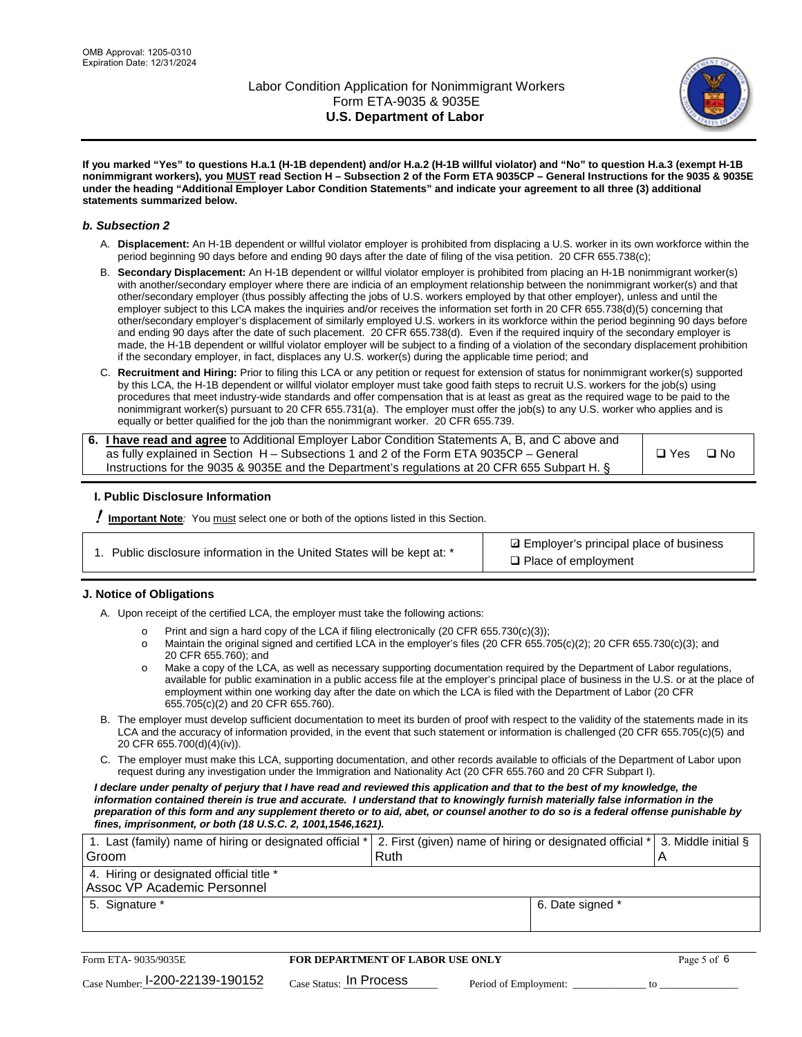OMB Approval: 1205-0310
Expiration Date: 12/31/2024

# Labor Condition Application for Nonimmigrant Workers
## Form ETA-9035 & 9035E
## U.S. Department of Labor

**If you marked "Yes" to questions H.a.1 (H-1B dependent) and/or H.a.2 (H-1B willful violator) and "No" to question H.a.3 (exempt H-1B nonimmigrant workers), you MUST read Section H – Subsection 2 of the Form ETA 9035CP – General Instructions for the 9035 & 9035E under the heading "Additional Employer Labor Condition Statements" and indicate your agreement to all three (3) additional statements summarized below.**

### *b. Subsection 2*

A. **Displacement:** An H-1B dependent or willful violator employer is prohibited from displacing a U.S. worker in its own workforce within the period beginning 90 days before and ending 90 days after the date of filing of the visa petition. 20 CFR 655.738(c);

B. **Secondary Displacement:** An H-1B dependent or willful violator employer is prohibited from placing an H-1B nonimmigrant worker(s) with another/secondary employer where there are indicia of an employment relationship between the nonimmigrant worker(s) and that other/secondary employer (thus possibly affecting the jobs of U.S. workers employed by that other employer), unless and until the employer subject to this LCA makes the inquiries and/or receives the information set forth in 20 CFR 655.738(d)(5) concerning that other/secondary employer's displacement of similarly employed U.S. workers in its workforce within the period beginning 90 days before and ending 90 days after the date of such placement. 20 CFR 655.738(d). Even if the required inquiry of the secondary employer is made, the H-1B dependent or willful violator employer will be subject to a finding of a violation of the secondary displacement prohibition if the secondary employer, in fact, displaces any U.S. worker(s) during the applicable time period; and

C. **Recruitment and Hiring:** Prior to filing this LCA or any petition or request for extension of status for nonimmigrant worker(s) supported by this LCA, the H-1B dependent or willful violator employer must take good faith steps to recruit U.S. workers for the job(s) using procedures that meet industry-wide standards and offer compensation that is at least as great as the required wage to be paid to the nonimmigrant worker(s) pursuant to 20 CFR 655.731(a). The employer must offer the job(s) to any U.S. worker who applies and is equally or better qualified for the job than the nonimmigrant worker. 20 CFR 655.739.

| | |
|---|---|
| 6. **I have read and agree** to Additional Employer Labor Condition Statements A, B, and C above and as fully explained in Section H – Subsections 1 and 2 of the Form ETA 9035CP – General Instructions for the 9035 & 9035E and the Department's regulations at 20 CFR 655 Subpart H. § | ❑ Yes ❑ No |

### I. Public Disclosure Information

**!** **Important Note**: You must select one or both of the options listed in this Section.

| | |
|---|---|
| 1. Public disclosure information in the United States will be kept at: * | ☑ Employer's principal place of business<br>❑ Place of employment |

### J. Notice of Obligations

A. Upon receipt of the certified LCA, the employer must take the following actions:

- Print and sign a hard copy of the LCA if filing electronically (20 CFR 655.730(c)(3));
- Maintain the original signed and certified LCA in the employer's files (20 CFR 655.705(c)(2); 20 CFR 655.730(c)(3); and 20 CFR 655.760); and
- Make a copy of the LCA, as well as necessary supporting documentation required by the Department of Labor regulations, available for public examination in a public access file at the employer's principal place of business in the U.S. or at the place of employment within one working day after the date on which the LCA is filed with the Department of Labor (20 CFR 655.705(c)(2) and 20 CFR 655.760).

B. The employer must develop sufficient documentation to meet its burden of proof with respect to the validity of the statements made in its LCA and the accuracy of information provided, in the event that such statement or information is challenged (20 CFR 655.705(c)(5) and 20 CFR 655.700(d)(4)(iv)).

C. The employer must make this LCA, supporting documentation, and other records available to officials of the Department of Labor upon request during any investigation under the Immigration and Nationality Act (20 CFR 655.760 and 20 CFR Subpart I).

***I declare under penalty of perjury that I have read and reviewed this application and that to the best of my knowledge, the information contained therein is true and accurate. I understand that to knowingly furnish materially false information in the preparation of this form and any supplement thereto or to aid, abet, or counsel another to do so is a federal offense punishable by fines, imprisonment, or both (18 U.S.C. 2, 1001,1546,1621).***

| | | |
|---|---|---|
| 1. Last (family) name of hiring or designated official * Groom | 2. First (given) name of hiring or designated official * Ruth | 3. Middle initial § A |
| 4. Hiring or designated official title * Assoc VP Academic Personnel | | |
| 5. Signature * | 6. Date signed * | |

Form ETA- 9035/9035E | **FOR DEPARTMENT OF LABOR USE ONLY**

Case Number: I-200-22139-190152 Case Status: In Process Period of Employment: _____________ to _____________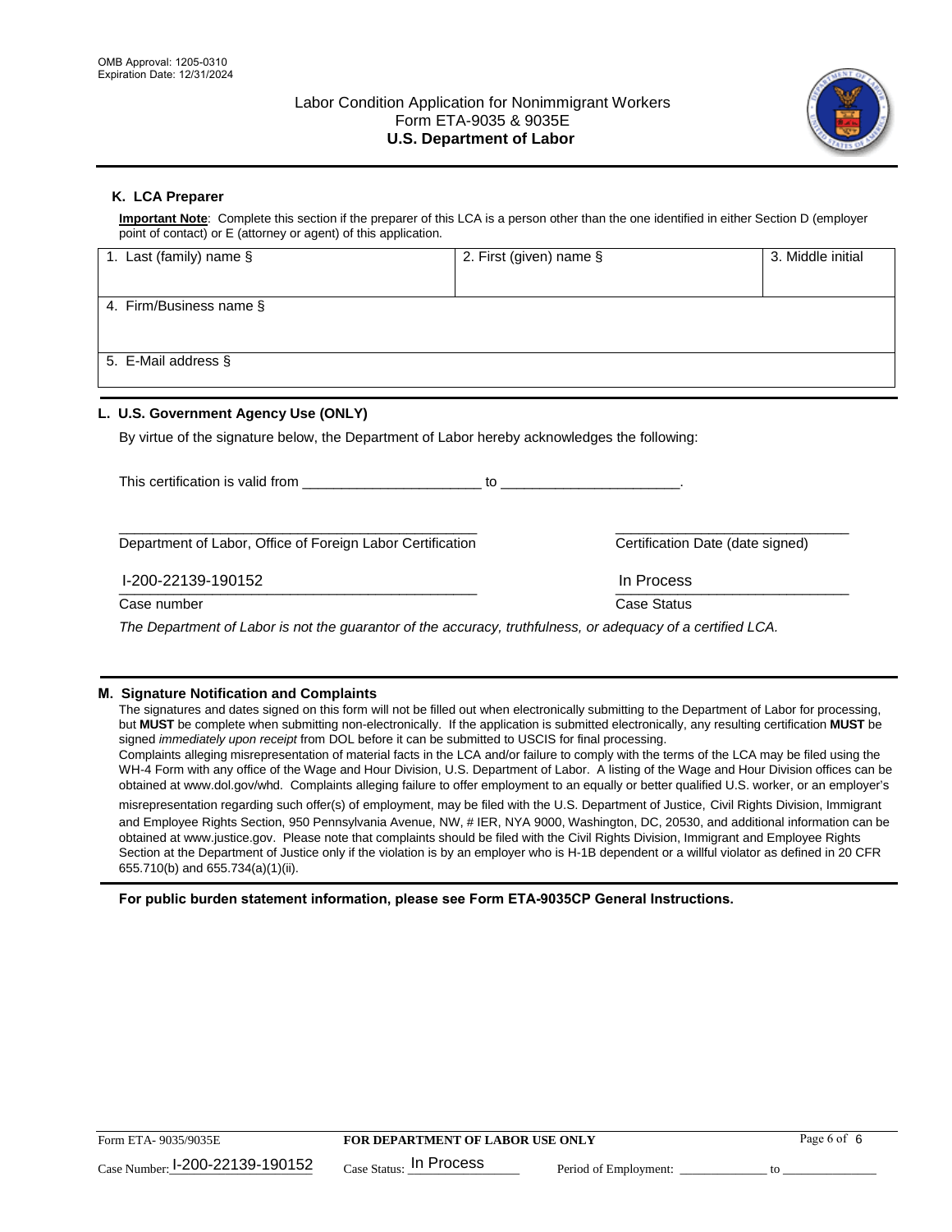## K. LCA Preparer

**Important Note**: Complete this section if the preparer of this LCA is a person other than the one identified in either Section D (employer point of contact) or E (attorney or agent) of this application.

| 1. Last (family) name § | 2. First (given) name § | 3. Middle initial |
|---|---|---|
| 4. Firm/Business name § | | |
| 5. E-Mail address § | | |

## L. U.S. Government Agency Use (ONLY)

By virtue of the signature below, the Department of Labor hereby acknowledges the following:

This certification is valid from _______________________ to _______________________.

_______________________________________________ Department of Labor, Office of Foreign Labor Certification

_______________________________ Certification Date (date signed)

I-200-22139-190152
Case number

In Process
Case Status

*The Department of Labor is not the guarantor of the accuracy, truthfulness, or adequacy of a certified LCA.*

## M. Signature Notification and Complaints

The signatures and dates signed on this form will not be filled out when electronically submitting to the Department of Labor for processing, but **MUST** be complete when submitting non-electronically. If the application is submitted electronically, any resulting certification **MUST** be signed *immediately upon receipt* from DOL before it can be submitted to USCIS for final processing.

Complaints alleging misrepresentation of material facts in the LCA and/or failure to comply with the terms of the LCA may be filed using the WH-4 Form with any office of the Wage and Hour Division, U.S. Department of Labor. A listing of the Wage and Hour Division offices can be obtained at www.dol.gov/whd. Complaints alleging failure to offer employment to an equally or better qualified U.S. worker, or an employer's misrepresentation regarding such offer(s) of employment, may be filed with the U.S. Department of Justice, Civil Rights Division, Immigrant and Employee Rights Section, 950 Pennsylvania Avenue, NW, # IER, NYA 9000, Washington, DC, 20530, and additional information can be obtained at www.justice.gov. Please note that complaints should be filed with the Civil Rights Division, Immigrant and Employee Rights Section at the Department of Justice only if the violation is by an employer who is H-1B dependent or a willful violator as defined in 20 CFR 655.710(b) and 655.734(a)(1)(ii).

**For public burden statement information, please see Form ETA-9035CP General Instructions.**

FOR DEPARTMENT OF LABOR USE ONLY

Case Number: I-200-22139-190152 Case Status: In Process Period of Employment: _____________ to _____________